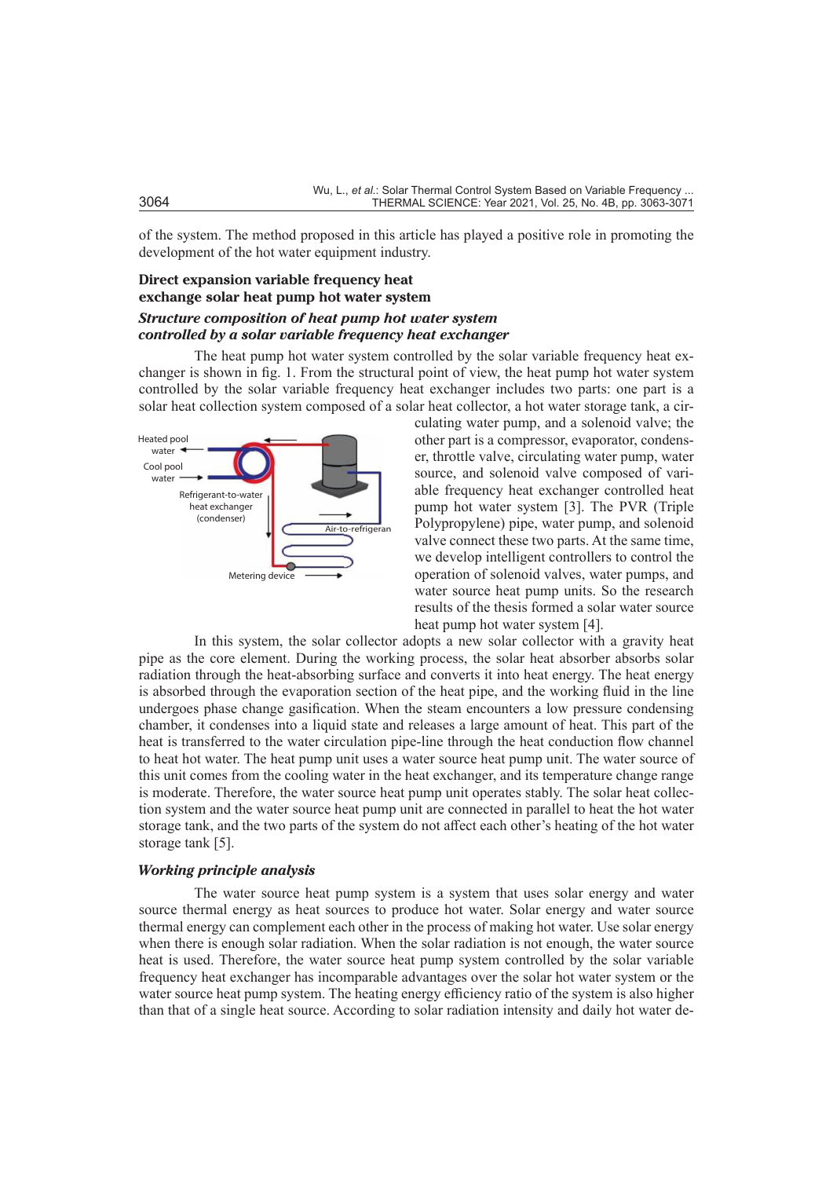of the system. The method proposed in this article has played a positive role in promoting the development of the hot water equipment industry.

## Direct expansion variable frequency heat exchange solar heat pump hot water system

### *Structure composition of heat pump hot water system controlled by a solar variable frequency heat exchanger*

The heat pump hot water system controlled by the solar variable frequency heat exchanger is shown in fig. 1. From the structural point of view, the heat pump hot water system controlled by the solar variable frequency heat exchanger includes two parts: one part is a solar heat collection system composed of a solar heat collector, a hot water storage tank, a circulating water pump, and a solenoid valve; the other part is a compressor, evaporator, condenser, throttle valve, circulating water pump, water source, and solenoid valve composed of variable frequency heat exchanger controlled heat pump hot water system [3]. The PVR (Triple Polypropylene) pipe, water pump, and solenoid valve connect these two parts. At the same time, we develop intelligent controllers to control the operation of solenoid valves, water pumps, and water source heat pump units. So the research results of the thesis formed a solar water source heat pump hot water system [4].

Heated pool water

Cool pool water

Refrigerant-to-water heat exchanger (condenser)

Air-to-refrigeran

Metering device

In this system, the solar collector adopts a new solar collector with a gravity heat pipe as the core element. During the working process, the solar heat absorber absorbs solar radiation through the heat-absorbing surface and converts it into heat energy. The heat energy is absorbed through the evaporation section of the heat pipe, and the working fluid in the line undergoes phase change gasification. When the steam encounters a low pressure condensing chamber, it condenses into a liquid state and releases a large amount of heat. This part of the heat is transferred to the water circulation pipe-line through the heat conduction flow channel to heat hot water. The heat pump unit uses a water source heat pump unit. The water source of this unit comes from the cooling water in the heat exchanger, and its temperature change range is moderate. Therefore, the water source heat pump unit operates stably. The solar heat collection system and the water source heat pump unit are connected in parallel to heat the hot water storage tank, and the two parts of the system do not affect each other's heating of the hot water storage tank [5].

### *Working principle analysis*

The water source heat pump system is a system that uses solar energy and water source thermal energy as heat sources to produce hot water. Solar energy and water source thermal energy can complement each other in the process of making hot water. Use solar energy when there is enough solar radiation. When the solar radiation is not enough, the water source heat is used. Therefore, the water source heat pump system controlled by the solar variable frequency heat exchanger has incomparable advantages over the solar hot water system or the water source heat pump system. The heating energy efficiency ratio of the system is also higher than that of a single heat source. According to solar radiation intensity and daily hot water de-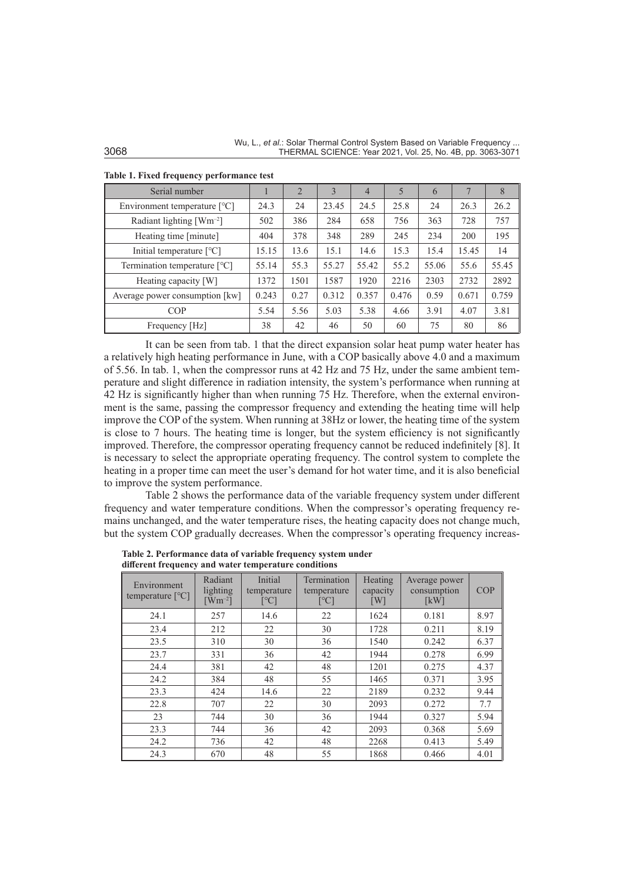**Table 1. Fixed frequency performance test**

| Serial number | 1 | 2 | 3 | 4 | 5 | 6 | 7 | 8 |
|---|---|---|---|---|---|---|---|---|
| Environment temperature [°C] | 24.3 | 24 | 23.45 | 24.5 | 25.8 | 24 | 26.3 | 26.2 |
| Radiant lighting [Wm$^{-2}$] | 502 | 386 | 284 | 658 | 756 | 363 | 728 | 757 |
| Heating time [minute] | 404 | 378 | 348 | 289 | 245 | 234 | 200 | 195 |
| Initial temperature [°C] | 15.15 | 13.6 | 15.1 | 14.6 | 15.3 | 15.4 | 15.45 | 14 |
| Termination temperature [°C] | 55.14 | 55.3 | 55.27 | 55.42 | 55.2 | 55.06 | 55.6 | 55.45 |
| Heating capacity [W] | 1372 | 1501 | 1587 | 1920 | 2216 | 2303 | 2732 | 2892 |
| Average power consumption [kw] | 0.243 | 0.27 | 0.312 | 0.357 | 0.476 | 0.59 | 0.671 | 0.759 |
| COP | 5.54 | 5.56 | 5.03 | 5.38 | 4.66 | 3.91 | 4.07 | 3.81 |
| Frequency [Hz] | 38 | 42 | 46 | 50 | 60 | 75 | 80 | 86 |

It can be seen from tab. 1 that the direct expansion solar heat pump water heater has a relatively high heating performance in June, with a COP basically above 4.0 and a maximum of 5.56. In tab. 1, when the compressor runs at 42 Hz and 75 Hz, under the same ambient temperature and slight difference in radiation intensity, the system's performance when running at 42 Hz is significantly higher than when running 75 Hz. Therefore, when the external environment is the same, passing the compressor frequency and extending the heating time will help improve the COP of the system. When running at 38Hz or lower, the heating time of the system is close to 7 hours. The heating time is longer, but the system efficiency is not significantly improved. Therefore, the compressor operating frequency cannot be reduced indefinitely [8]. It is necessary to select the appropriate operating frequency. The control system to complete the heating in a proper time can meet the user's demand for hot water time, and it is also beneficial to improve the system performance.

Table 2 shows the performance data of the variable frequency system under different frequency and water temperature conditions. When the compressor's operating frequency remains unchanged, and the water temperature rises, the heating capacity does not change much, but the system COP gradually decreases. When the compressor's operating frequency increas-

**Table 2. Performance data of variable frequency system under different frequency and water temperature conditions**

| Environment temperature [°C] | Radiant lighting [Wm$^{-2}$] | Initial temperature [°C] | Termination temperature [°C] | Heating capacity [W] | Average power consumption [kW] | COP |
|---|---|---|---|---|---|---|
| 24.1 | 257 | 14.6 | 22 | 1624 | 0.181 | 8.97 |
| 23.4 | 212 | 22 | 30 | 1728 | 0.211 | 8.19 |
| 23.5 | 310 | 30 | 36 | 1540 | 0.242 | 6.37 |
| 23.7 | 331 | 36 | 42 | 1944 | 0.278 | 6.99 |
| 24.4 | 381 | 42 | 48 | 1201 | 0.275 | 4.37 |
| 24.2 | 384 | 48 | 55 | 1465 | 0.371 | 3.95 |
| 23.3 | 424 | 14.6 | 22 | 2189 | 0.232 | 9.44 |
| 22.8 | 707 | 22 | 30 | 2093 | 0.272 | 7.7 |
| 23 | 744 | 30 | 36 | 1944 | 0.327 | 5.94 |
| 23.3 | 744 | 36 | 42 | 2093 | 0.368 | 5.69 |
| 24.2 | 736 | 42 | 48 | 2268 | 0.413 | 5.49 |
| 24.3 | 670 | 48 | 55 | 1868 | 0.466 | 4.01 |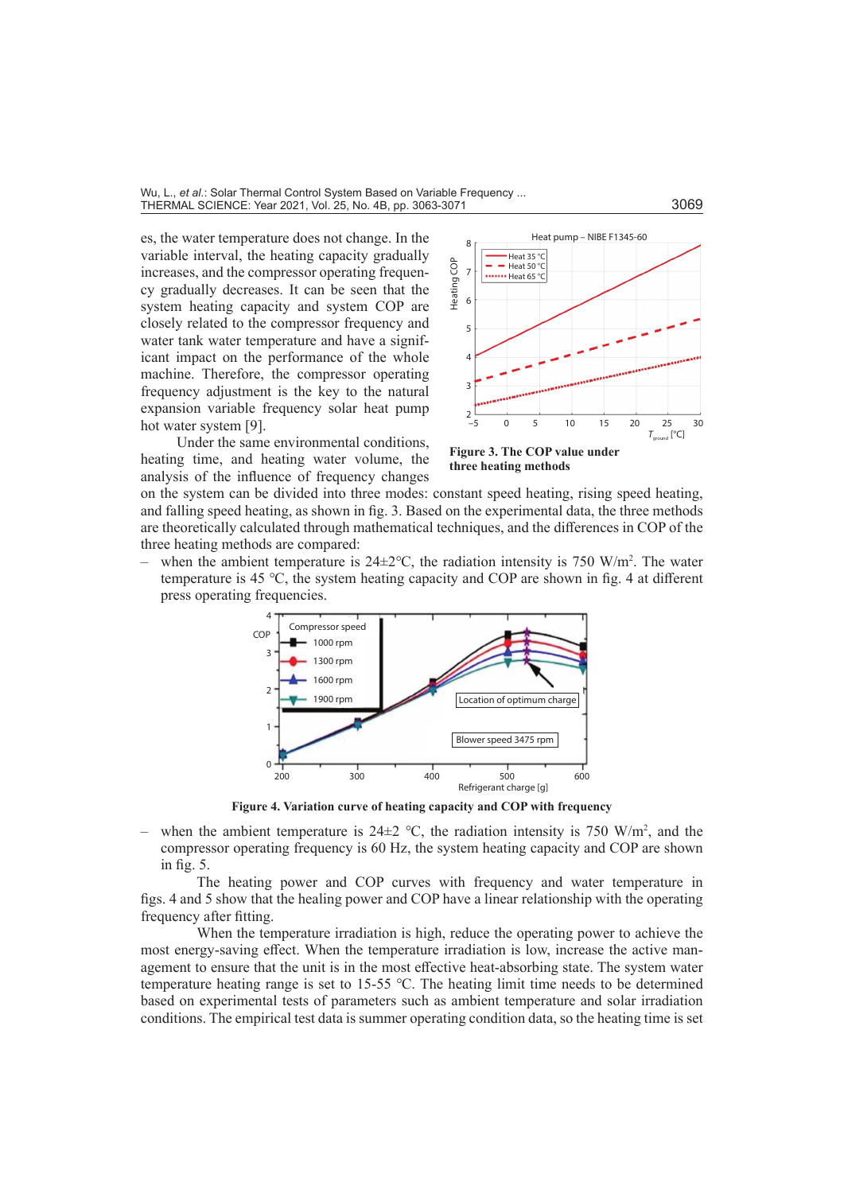es, the water temperature does not change. In the variable interval, the heating capacity gradually increases, and the compressor operating frequency gradually decreases. It can be seen that the system heating capacity and system COP are closely related to the compressor frequency and water tank water temperature and have a significant impact on the performance of the whole machine. Therefore, the compressor operating frequency adjustment is the key to the natural expansion variable frequency solar heat pump hot water system [9].

Under the same environmental conditions, heating time, and heating water volume, the analysis of the influence of frequency changes on the system can be divided into three modes: constant speed heating, rising speed heating, and falling speed heating, as shown in fig. 3. Based on the experimental data, the three methods are theoretically calculated through mathematical techniques, and the differences in COP of the three heating methods are compared:

**Figure 3. The COP value under three heating methods**

– when the ambient temperature is 24±2°C, the radiation intensity is 750 W/m$^2$. The water temperature is 45 °C, the system heating capacity and COP are shown in fig. 4 at different press operating frequencies.

**Figure 4. Variation curve of heating capacity and COP with frequency**

– when the ambient temperature is 24±2 °C, the radiation intensity is 750 W/m$^2$, and the compressor operating frequency is 60 Hz, the system heating capacity and COP are shown in fig. 5.

The heating power and COP curves with frequency and water temperature in figs. 4 and 5 show that the healing power and COP have a linear relationship with the operating frequency after fitting.

When the temperature irradiation is high, reduce the operating power to achieve the most energy-saving effect. When the temperature irradiation is low, increase the active management to ensure that the unit is in the most effective heat-absorbing state. The system water temperature heating range is set to 15-55 °C. The heating limit time needs to be determined based on experimental tests of parameters such as ambient temperature and solar irradiation conditions. The empirical test data is summer operating condition data, so the heating time is set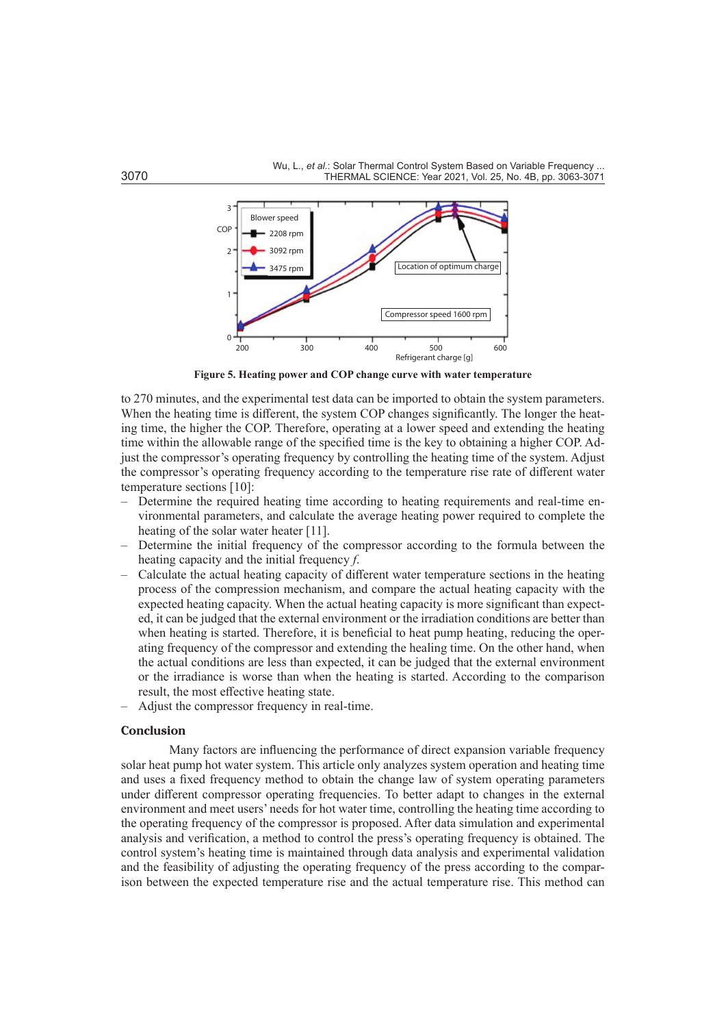Figure 5. Heating power and COP change curve with water temperature

to 270 minutes, and the experimental test data can be imported to obtain the system parameters. When the heating time is different, the system COP changes significantly. The longer the heating time, the higher the COP. Therefore, operating at a lower speed and extending the heating time within the allowable range of the specified time is the key to obtaining a higher COP. Adjust the compressor's operating frequency by controlling the heating time of the system. Adjust the compressor's operating frequency according to the temperature rise rate of different water temperature sections [10]:

– Determine the required heating time according to heating requirements and real-time environmental parameters, and calculate the average heating power required to complete the heating of the solar water heater [11].
– Determine the initial frequency of the compressor according to the formula between the heating capacity and the initial frequency $f$.
– Calculate the actual heating capacity of different water temperature sections in the heating process of the compression mechanism, and compare the actual heating capacity with the expected heating capacity. When the actual heating capacity is more significant than expected, it can be judged that the external environment or the irradiation conditions are better than when heating is started. Therefore, it is beneficial to heat pump heating, reducing the operating frequency of the compressor and extending the healing time. On the other hand, when the actual conditions are less than expected, it can be judged that the external environment or the irradiance is worse than when the heating is started. According to the comparison result, the most effective heating state.
– Adjust the compressor frequency in real-time.

## Conclusion

Many factors are influencing the performance of direct expansion variable frequency solar heat pump hot water system. This article only analyzes system operation and heating time and uses a fixed frequency method to obtain the change law of system operating parameters under different compressor operating frequencies. To better adapt to changes in the external environment and meet users' needs for hot water time, controlling the heating time according to the operating frequency of the compressor is proposed. After data simulation and experimental analysis and verification, a method to control the press's operating frequency is obtained. The control system's heating time is maintained through data analysis and experimental validation and the feasibility of adjusting the operating frequency of the press according to the comparison between the expected temperature rise and the actual temperature rise. This method can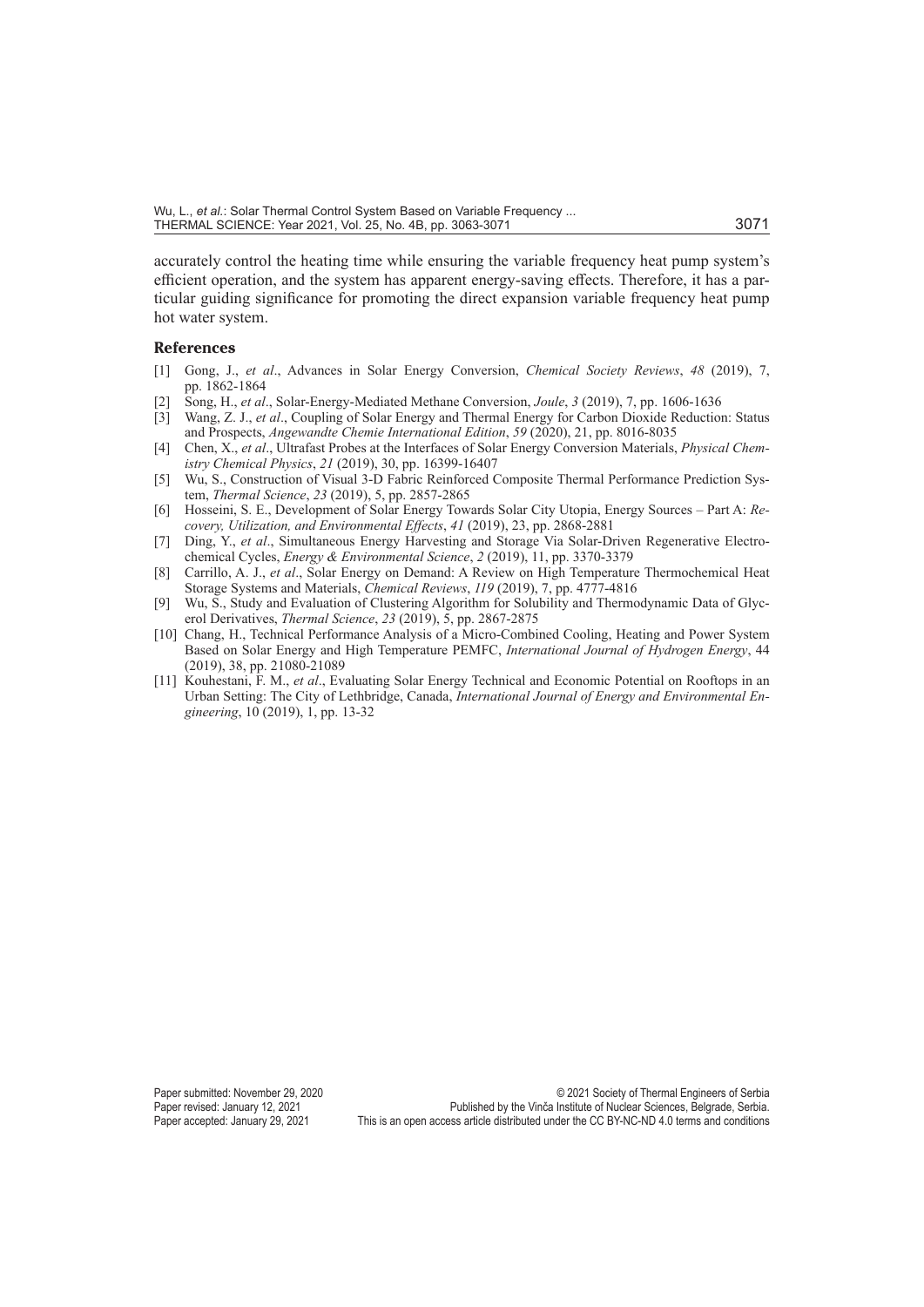accurately control the heating time while ensuring the variable frequency heat pump system's efficient operation, and the system has apparent energy-saving effects. Therefore, it has a particular guiding significance for promoting the direct expansion variable frequency heat pump hot water system.

## References

[1] Gong, J., *et al*., Advances in Solar Energy Conversion, *Chemical Society Reviews*, *48* (2019), 7, pp. 1862-1864

[2] Song, H., *et al*., Solar-Energy-Mediated Methane Conversion, *Joule*, *3* (2019), 7, pp. 1606-1636

[3] Wang, Z. J., *et al*., Coupling of Solar Energy and Thermal Energy for Carbon Dioxide Reduction: Status and Prospects, *Angewandte Chemie International Edition*, *59* (2020), 21, pp. 8016-8035

[4] Chen, X., *et al*., Ultrafast Probes at the Interfaces of Solar Energy Conversion Materials, *Physical Chemistry Chemical Physics*, *21* (2019), 30, pp. 16399-16407

[5] Wu, S., Construction of Visual 3-D Fabric Reinforced Composite Thermal Performance Prediction System, *Thermal Science*, *23* (2019), 5, pp. 2857-2865

[6] Hosseini, S. E., Development of Solar Energy Towards Solar City Utopia, Energy Sources – Part A: *Recovery, Utilization, and Environmental Effects*, *41* (2019), 23, pp. 2868-2881

[7] Ding, Y., *et al*., Simultaneous Energy Harvesting and Storage Via Solar-Driven Regenerative Electrochemical Cycles, *Energy & Environmental Science*, *2* (2019), 11, pp. 3370-3379

[8] Carrillo, A. J., *et al*., Solar Energy on Demand: A Review on High Temperature Thermochemical Heat Storage Systems and Materials, *Chemical Reviews*, *119* (2019), 7, pp. 4777-4816

[9] Wu, S., Study and Evaluation of Clustering Algorithm for Solubility and Thermodynamic Data of Glycerol Derivatives, *Thermal Science*, *23* (2019), 5, pp. 2867-2875

[10] Chang, H., Technical Performance Analysis of a Micro-Combined Cooling, Heating and Power System Based on Solar Energy and High Temperature PEMFC, *International Journal of Hydrogen Energy*, 44 (2019), 38, pp. 21080-21089

[11] Kouhestani, F. M., *et al*., Evaluating Solar Energy Technical and Economic Potential on Rooftops in an Urban Setting: The City of Lethbridge, Canada, *International Journal of Energy and Environmental Engineering*, 10 (2019), 1, pp. 13-32

Paper submitted: November 29, 2020
Paper revised: January 12, 2021
Paper accepted: January 29, 2021

© 2021 Society of Thermal Engineers of Serbia
Published by the Vinča Institute of Nuclear Sciences, Belgrade, Serbia.
This is an open access article distributed under the CC BY-NC-ND 4.0 terms and conditions